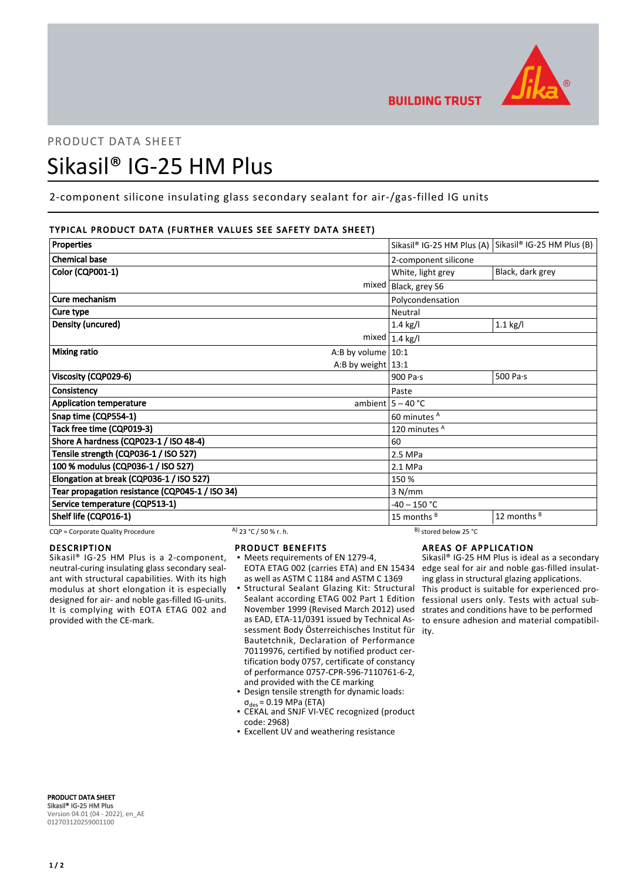PRODUCT DATA SHEET

# Sikasil® IG-25 HM Plus

2-component silicone insulating glass secondary sealant for air-/gas-filled IG units

## TYPICAL PRODUCT DATA (FURTHER VALUES SEE SAFETY DATA SHEET)

| Properties | | Sikasil® IG-25 HM Plus (A) | Sikasil® IG-25 HM Plus (B) |
|---|---|---|---|
| Chemical base | | 2-component silicone | |
| Color (CQP001-1) | | White, light grey | Black, dark grey |
| | mixed | Black, grey S6 | |
| Cure mechanism | | Polycondensation | |
| Cure type | | Neutral | |
| Density (uncured) | | 1.4 kg/l | 1.1 kg/l |
| | mixed | 1.4 kg/l | |
| Mixing ratio | A:B by volume | 10:1 | |
| | A:B by weight | 13:1 | |
| Viscosity (CQP029-6) | | 900 Pa·s | 500 Pa·s |
| Consistency | | Paste | |
| Application temperature | ambient | 5 – 40 °C | |
| Snap time (CQP554-1) | | 60 minutes A | |
| Tack free time (CQP019-3) | | 120 minutes A | |
| Shore A hardness (CQP023-1 / ISO 48-4) | | 60 | |
| Tensile strength (CQP036-1 / ISO 527) | | 2.5 MPa | |
| 100 % modulus (CQP036-1 / ISO 527) | | 2.1 MPa | |
| Elongation at break (CQP036-1 / ISO 527) | | 150 % | |
| Tear propagation resistance (CQP045-1 / ISO 34) | | 3 N/mm | |
| Service temperature (CQP513-1) | | -40 – 150 °C | |
| Shelf life (CQP016-1) | | 15 months B | 12 months B |

CQP = Corporate Quality Procedure  A) 23 °C / 50 % r. h.  B) stored below 25 °C

## DESCRIPTION

Sikasil® IG-25 HM Plus is a 2-component, neutral-curing insulating glass secondary sealant with structural capabilities. With its high modulus at short elongation it is especially designed for air- and noble gas-filled IG-units. It is complying with EOTA ETAG 002 and provided with the CE-mark.

## PRODUCT BENEFITS

- Meets requirements of EN 1279-4, EOTA ETAG 002 (carries ETA) and EN 15434 as well as ASTM C 1184 and ASTM C 1369
- Structural Sealant Glazing Kit: Structural Sealant according ETAG 002 Part 1 Edition November 1999 (Revised March 2012) used as EAD, ETA-11/0391 issued by Technical Assessment Body Österreichisches Institut für Bautetchnik, Declaration of Performance 70119976, certified by notified product certification body 0757, certificate of constancy of performance 0757-CPR-596-7110761-6-2, and provided with the CE marking
- Design tensile strength for dynamic loads: $\sigma_{des}$ = 0.19 MPa (ETA)
- CEKAL and SNJF VI-VEC recognized (product code: 2968)
- Excellent UV and weathering resistance

## AREAS OF APPLICATION

Sikasil® IG-25 HM Plus is ideal as a secondary edge seal for air and noble gas-filled insulating glass in structural glazing applications.
This product is suitable for experienced professional users only. Tests with actual substrates and conditions have to be performed to ensure adhesion and material compatibility.

**PRODUCT DATA SHEET**
**Sikasil® IG-25 HM Plus**
Version 04.01 (04 - 2022), en_AE
012703120259001100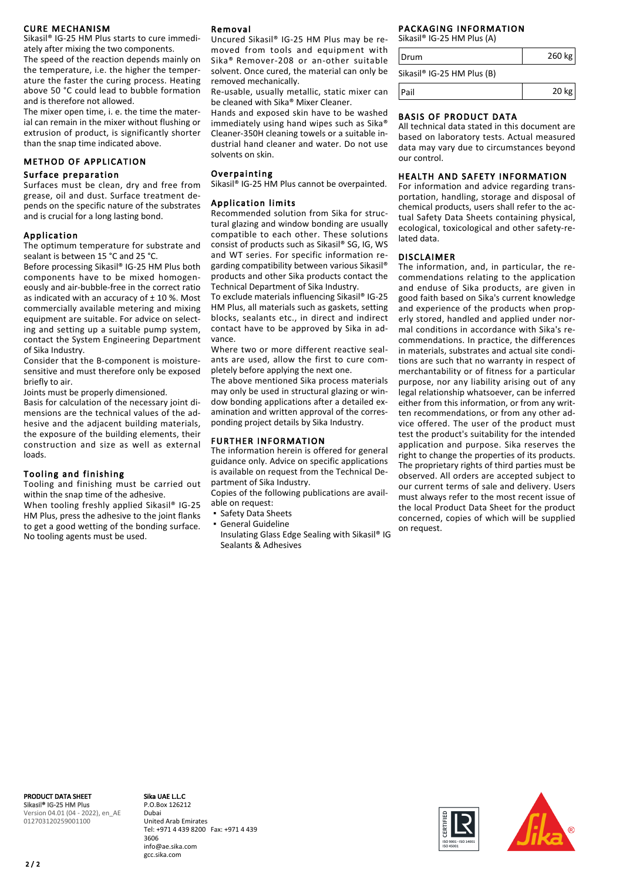## CURE MECHANISM

Sikasil® IG-25 HM Plus starts to cure immediately after mixing the two components.

The speed of the reaction depends mainly on the temperature, i.e. the higher the temperature the faster the curing process. Heating above 50 °C could lead to bubble formation and is therefore not allowed.

The mixer open time, i. e. the time the material can remain in the mixer without flushing or extrusion of product, is significantly shorter than the snap time indicated above.

## METHOD OF APPLICATION

### Surface preparation

Surfaces must be clean, dry and free from grease, oil and dust. Surface treatment depends on the specific nature of the substrates and is crucial for a long lasting bond.

### Application

The optimum temperature for substrate and sealant is between 15 °C and 25 °C.

Before processing Sikasil® IG-25 HM Plus both components have to be mixed homogeneously and air-bubble-free in the correct ratio as indicated with an accuracy of ± 10 %. Most commercially available metering and mixing equipment are suitable. For advice on selecting and setting up a suitable pump system, contact the System Engineering Department of Sika Industry.

Consider that the B-component is moisture-sensitive and must therefore only be exposed briefly to air.

Joints must be properly dimensioned.

Basis for calculation of the necessary joint dimensions are the technical values of the adhesive and the adjacent building materials, the exposure of the building elements, their construction and size as well as external loads.

### Tooling and finishing

Tooling and finishing must be carried out within the snap time of the adhesive.

When tooling freshly applied Sikasil® IG-25 HM Plus, press the adhesive to the joint flanks to get a good wetting of the bonding surface. No tooling agents must be used.

### Removal

Uncured Sikasil® IG-25 HM Plus may be removed from tools and equipment with Sika® Remover-208 or an-other suitable solvent. Once cured, the material can only be removed mechanically.

Re-usable, usually metallic, static mixer can be cleaned with Sika® Mixer Cleaner.

Hands and exposed skin have to be washed immediately using hand wipes such as Sika® Cleaner-350H cleaning towels or a suitable industrial hand cleaner and water. Do not use solvents on skin.

### Overpainting

Sikasil® IG-25 HM Plus cannot be overpainted.

### Application limits

Recommended solution from Sika for structural glazing and window bonding are usually compatible to each other. These solutions consist of products such as Sikasil® SG, IG, WS and WT series. For specific information regarding compatibility between various Sikasil® products and other Sika products contact the Technical Department of Sika Industry.

To exclude materials influencing Sikasil® IG-25 HM Plus, all materials such as gaskets, setting blocks, sealants etc., in direct and indirect contact have to be approved by Sika in advance.

Where two or more different reactive sealants are used, allow the first to cure completely before applying the next one.

The above mentioned Sika process materials may only be used in structural glazing or window bonding applications after a detailed examination and written approval of the corresponding project details by Sika Industry.

## FURTHER INFORMATION

The information herein is offered for general guidance only. Advice on specific applications is available on request from the Technical Department of Sika Industry.

Copies of the following publications are available on request:

- Safety Data Sheets
- General Guideline
  Insulating Glass Edge Sealing with Sikasil® IG Sealants & Adhesives

## PACKAGING INFORMATION

Sikasil® IG-25 HM Plus (A)

| | |
|---|---|
| Drum | 260 kg |

Sikasil® IG-25 HM Plus (B)

| | |
|---|---|
| Pail | 20 kg |

## BASIS OF PRODUCT DATA

All technical data stated in this document are based on laboratory tests. Actual measured data may vary due to circumstances beyond our control.

## HEALTH AND SAFETY INFORMATION

For information and advice regarding transportation, handling, storage and disposal of chemical products, users shall refer to the actual Safety Data Sheets containing physical, ecological, toxicological and other safety-related data.

## DISCLAIMER

The information, and, in particular, the recommendations relating to the application and enduse of Sika products, are given in good faith based on Sika's current knowledge and experience of the products when properly stored, handled and applied under normal conditions in accordance with Sika's recommendations. In practice, the differences in materials, substrates and actual site conditions are such that no warranty in respect of merchantability or of fitness for a particular purpose, nor any liability arising out of any legal relationship whatsoever, can be inferred either from this information, or from any written recommendations, or from any other advice offered. The user of the product must test the product's suitability for the intended application and purpose. Sika reserves the right to change the properties of its products. The proprietary rights of third parties must be observed. All orders are accepted subject to our current terms of sale and delivery. Users must always refer to the most recent issue of the local Product Data Sheet for the product concerned, copies of which will be supplied on request.

**PRODUCT DATA SHEET**
**Sikasil® IG-25 HM Plus**
Version 04.01 (04 - 2022), en_AE
012703120259001100

**Sika UAE L.L.C**
P.O.Box 126212
Dubai
United Arab Emirates
Tel: +971 4 439 8200 Fax: +971 4 439 3606
info@ae.sika.com
gcc.sika.com